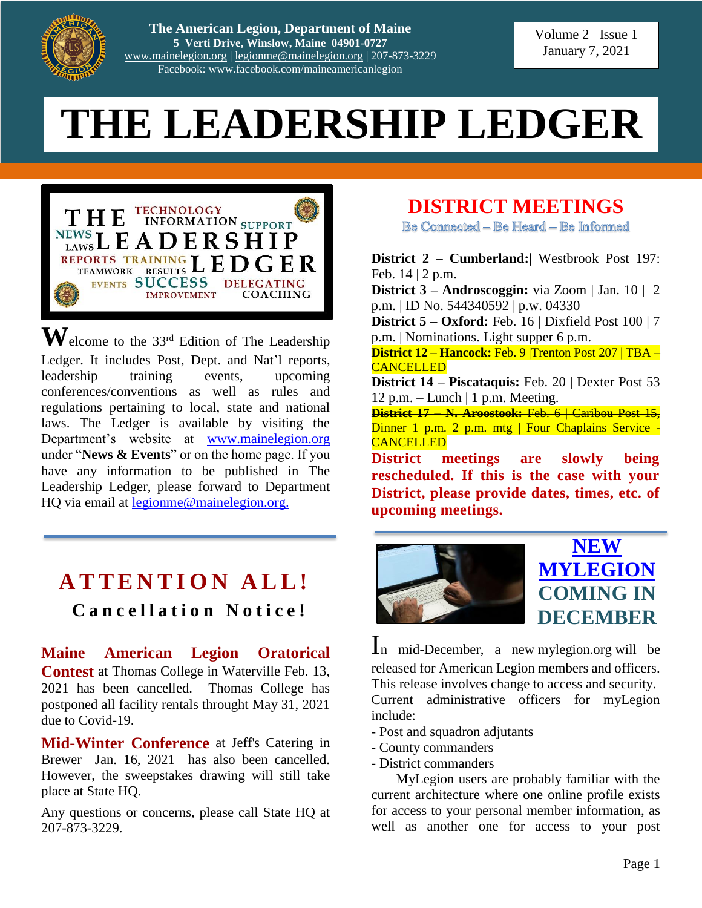The American Legion, Department of Maine
5 Verti Drive, Winslow, Maine 04901-0727
www.mainelegion.org | legionme@mainelegion.org | 207-873-3229
Facebook: www.facebook.com/maineamericanlegion

Volume 2 Issue 1
January 7, 2021

# THE LEADERSHIP LEDGER

Welcome to the 33rd Edition of The Leadership Ledger. It includes Post, Dept. and Nat'l reports, leadership training events, upcoming conferences/conventions as well as rules and regulations pertaining to local, state and national laws. The Ledger is available by visiting the Department's website at www.mainelegion.org under "**News & Events**" or on the home page. If you have any information to be published in The Leadership Ledger, please forward to Department HQ via email at legionme@mainelegion.org.

## ATTENTION ALL!

### Cancellation Notice!

**Maine American Legion Oratorical Contest** at Thomas College in Waterville Feb. 13, 2021 has been cancelled. Thomas College has postponed all facility rentals throught May 31, 2021 due to Covid-19.

**Mid-Winter Conference** at Jeff's Catering in Brewer Jan. 16, 2021 has also been cancelled. However, the sweepstakes drawing will still take place at State HQ.

Any questions or concerns, please call State HQ at 207-873-3229.

## DISTRICT MEETINGS

Be Connected – Be Heard – Be Informed

**District 2 – Cumberland:**| Westbrook Post 197: Feb. 14 | 2 p.m.
**District 3 – Androscoggin:** via Zoom | Jan. 10 | 2 p.m. | ID No. 544340592 | p.w. 04330
**District 5 – Oxford:** Feb. 16 | Dixfield Post 100 | 7 p.m. | Nominations. Light supper 6 p.m.
~~**District 12 – Hancock:** Feb. 9 |Trenton Post 207 | TBA –~~ CANCELLED
**District 14 – Piscataquis:** Feb. 20 | Dexter Post 53 12 p.m. – Lunch | 1 p.m. Meeting.
~~**District 17 – N. Aroostook:** Feb. 6 | Caribou Post 15, Dinner 1 p.m. 2 p.m. mtg | Four Chaplains Service -~~ CANCELLED

**District meetings are slowly being rescheduled. If this is the case with your District, please provide dates, times, etc. of upcoming meetings.**

## NEW MYLEGION COMING IN DECEMBER

In mid-December, a new mylegion.org will be released for American Legion members and officers. This release involves change to access and security. Current administrative officers for myLegion include:

- Post and squadron adjutants
- County commanders
- District commanders

MyLegion users are probably familiar with the current architecture where one online profile exists for access to your personal member information, as well as another one for access to your post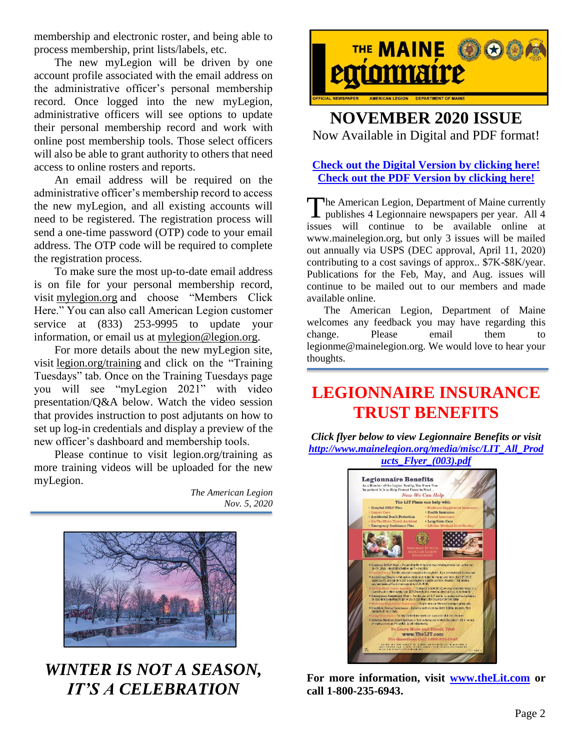membership and electronic roster, and being able to process membership, print lists/labels, etc.

The new myLegion will be driven by one account profile associated with the email address on the administrative officer's personal membership record. Once logged into the new myLegion, administrative officers will see options to update their personal membership record and work with online post membership tools. Those select officers will also be able to grant authority to others that need access to online rosters and reports.

An email address will be required on the administrative officer's membership record to access the new myLegion, and all existing accounts will need to be registered. The registration process will send a one-time password (OTP) code to your email address. The OTP code will be required to complete the registration process.

To make sure the most up-to-date email address is on file for your personal membership record, visit mylegion.org and choose "Members Click Here." You can also call American Legion customer service at (833) 253-9995 to update your information, or email us at mylegion@legion.org.

For more details about the new myLegion site, visit legion.org/training and click on the "Training Tuesdays" tab. Once on the Training Tuesdays page you will see "myLegion 2021" with video presentation/Q&A below. Watch the video session that provides instruction to post adjutants on how to set up log-in credentials and display a preview of the new officer's dashboard and membership tools.

Please continue to visit legion.org/training as more training videos will be uploaded for the new myLegion.

*The American Legion*
*Nov. 5, 2020*

# *WINTER IS NOT A SEASON, IT'S A CELEBRATION*

THE MAINE Legionnaire

OFFICIAL NEWSPAPER AMERICAN LEGION DEPARTMENT OF MAINE

## NOVEMBER 2020 ISSUE

Now Available in Digital and PDF format!

**Check out the Digital Version by clicking here!**
**Check out the PDF Version by clicking here!**

The American Legion, Department of Maine currently publishes 4 Legionnaire newspapers per year. All 4 issues will continue to be available online at www.mainelegion.org, but only 3 issues will be mailed out annually via USPS (DEC approval, April 11, 2020) contributing to a cost savings of approx.. $7K-$8K/year. Publications for the Feb, May, and Aug. issues will continue to be mailed out to our members and made available online.

The American Legion, Department of Maine welcomes any feedback you may have regarding this change. Please email them to legionme@mainelegion.org. We would love to hear your thoughts.

## LEGIONNAIRE INSURANCE TRUST BENEFITS

***Click flyer below to view Legionnaire Benefits or visit http://www.mainelegion.org/media/misc/LIT_All_Products_Flyer_(003).pdf***

**For more information, visit www.theLit.com or call 1-800-235-6943.**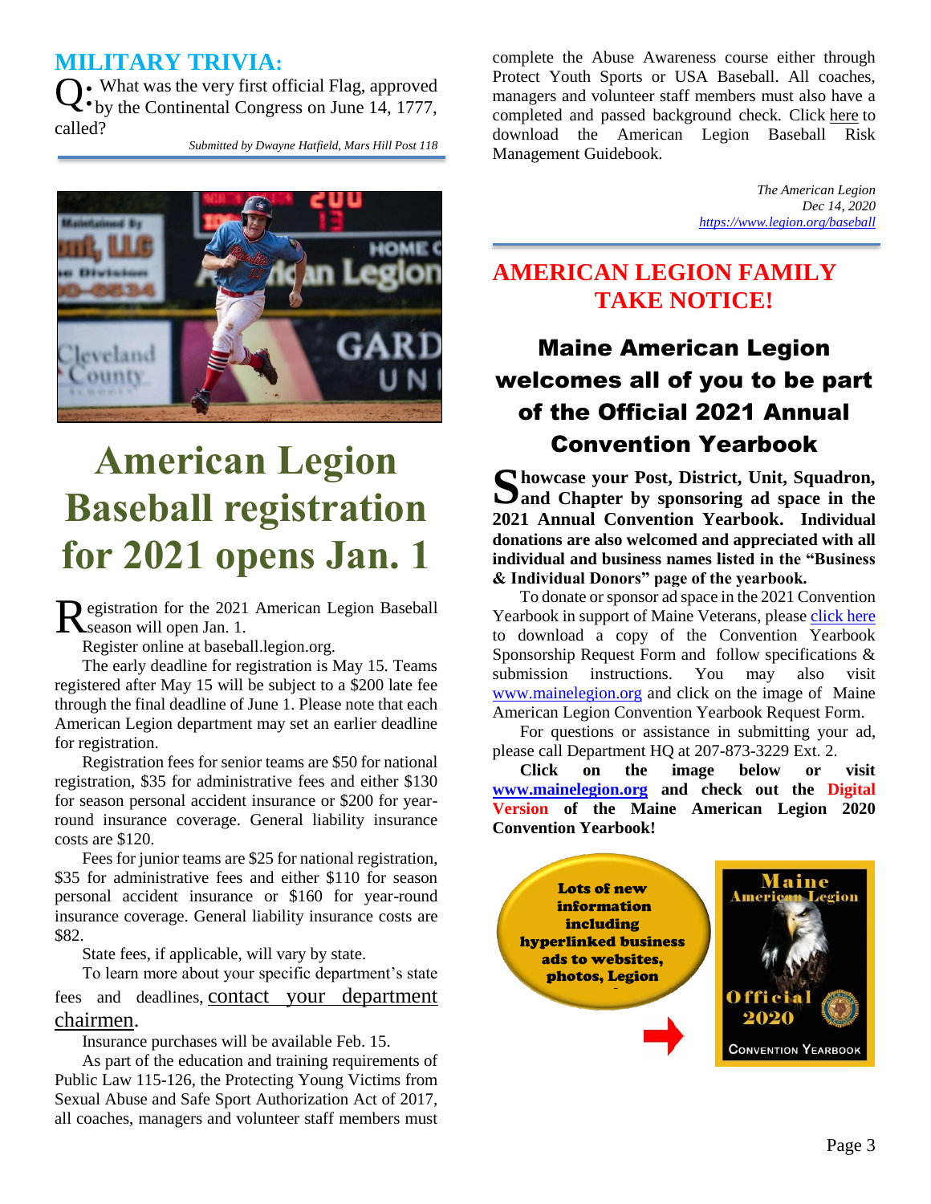## MILITARY TRIVIA:

Q: What was the very first official Flag, approved by the Continental Congress on June 14, 1777, called?

*Submitted by Dwayne Hatfield, Mars Hill Post 118*

# American Legion Baseball registration for 2021 opens Jan. 1

Registration for the 2021 American Legion Baseball season will open Jan. 1.

Register online at baseball.legion.org.

The early deadline for registration is May 15. Teams registered after May 15 will be subject to a $200 late fee through the final deadline of June 1. Please note that each American Legion department may set an earlier deadline for registration.

Registration fees for senior teams are $50 for national registration, $35 for administrative fees and either $130 for season personal accident insurance or $200 for year-round insurance coverage. General liability insurance costs are $120.

Fees for junior teams are $25 for national registration, $35 for administrative fees and either $110 for season personal accident insurance or $160 for year-round insurance coverage. General liability insurance costs are $82.

State fees, if applicable, will vary by state.

To learn more about your specific department's state fees and deadlines, contact your department chairmen.

Insurance purchases will be available Feb. 15.

As part of the education and training requirements of Public Law 115-126, the Protecting Young Victims from Sexual Abuse and Safe Sport Authorization Act of 2017, all coaches, managers and volunteer staff members must complete the Abuse Awareness course either through Protect Youth Sports or USA Baseball. All coaches, managers and volunteer staff members must also have a completed and passed background check. Click here to download the American Legion Baseball Risk Management Guidebook.

*The American Legion*
*Dec 14, 2020*
*https://www.legion.org/baseball*

## AMERICAN LEGION FAMILY TAKE NOTICE!

### Maine American Legion welcomes all of you to be part of the Official 2021 Annual Convention Yearbook

**Showcase your Post, District, Unit, Squadron, and Chapter by sponsoring ad space in the 2021 Annual Convention Yearbook. Individual donations are also welcomed and appreciated with all individual and business names listed in the "Business & Individual Donors" page of the yearbook.**

To donate or sponsor ad space in the 2021 Convention Yearbook in support of Maine Veterans, please click here to download a copy of the Convention Yearbook Sponsorship Request Form and follow specifications & submission instructions. You may also visit www.mainelegion.org and click on the image of Maine American Legion Convention Yearbook Request Form.

For questions or assistance in submitting your ad, please call Department HQ at 207-873-3229 Ext. 2.

**Click on the image below or visit www.mainelegion.org and check out the Digital Version of the Maine American Legion 2020 Convention Yearbook!**

Lots of new information including hyperlinked business ads to websites, photos, Legion

Maine American Legion Official 2020 Convention Yearbook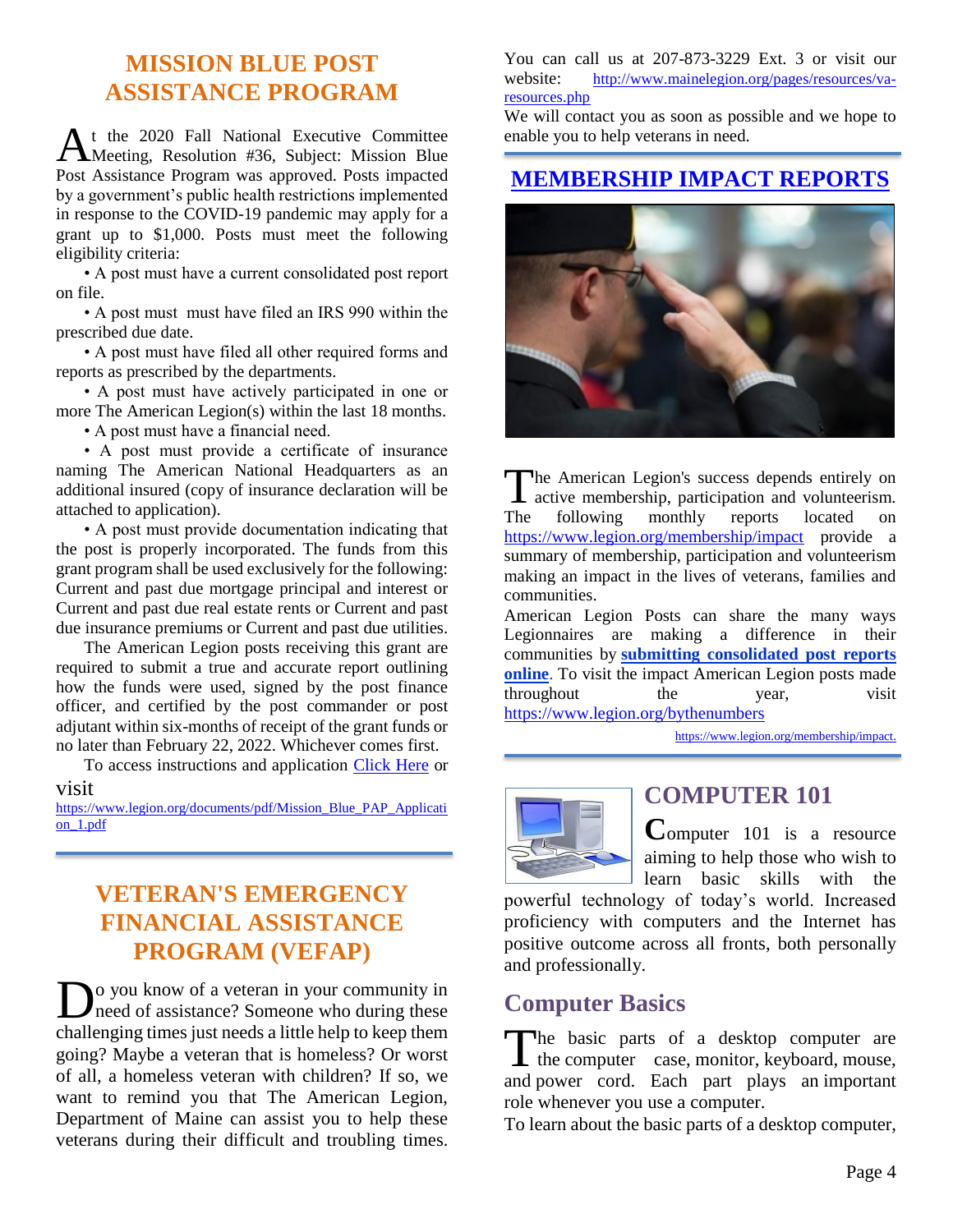## MISSION BLUE POST ASSISTANCE PROGRAM

At the 2020 Fall National Executive Committee Meeting, Resolution #36, Subject: Mission Blue Post Assistance Program was approved. Posts impacted by a government's public health restrictions implemented in response to the COVID-19 pandemic may apply for a grant up to $1,000. Posts must meet the following eligibility criteria:

- A post must have a current consolidated post report on file.
- A post must must have filed an IRS 990 within the prescribed due date.
- A post must have filed all other required forms and reports as prescribed by the departments.
- A post must have actively participated in one or more The American Legion(s) within the last 18 months.
- A post must have a financial need.
- A post must provide a certificate of insurance naming The American National Headquarters as an additional insured (copy of insurance declaration will be attached to application).
- A post must provide documentation indicating that the post is properly incorporated. The funds from this grant program shall be used exclusively for the following: Current and past due mortgage principal and interest or Current and past due real estate rents or Current and past due insurance premiums or Current and past due utilities.

The American Legion posts receiving this grant are required to submit a true and accurate report outlining how the funds were used, signed by the post finance officer, and certified by the post commander or post adjutant within six-months of receipt of the grant funds or no later than February 22, 2022. Whichever comes first.

To access instructions and application [Click Here](https://www.legion.org/documents/pdf/Mission_Blue_PAP_Application_1.pdf) or visit https://www.legion.org/documents/pdf/Mission_Blue_PAP_Application_1.pdf

## VETERAN'S EMERGENCY FINANCIAL ASSISTANCE PROGRAM (VEFAP)

Do you know of a veteran in your community in need of assistance? Someone who during these challenging times just needs a little help to keep them going? Maybe a veteran that is homeless? Or worst of all, a homeless veteran with children? If so, we want to remind you that The American Legion, Department of Maine can assist you to help these veterans during their difficult and troubling times. You can call us at 207-873-3229 Ext. 3 or visit our website: http://www.mainelegion.org/pages/resources/va-resources.php

We will contact you as soon as possible and we hope to enable you to help veterans in need.

## MEMBERSHIP IMPACT REPORTS

The American Legion's success depends entirely on active membership, participation and volunteerism. The following monthly reports located on https://www.legion.org/membership/impact provide a summary of membership, participation and volunteerism making an impact in the lives of veterans, families and communities.

American Legion Posts can share the many ways Legionnaires are making a difference in their communities by **submitting consolidated post reports online**. To visit the impact American Legion posts made throughout the year, visit https://www.legion.org/bythenumbers

https://www.legion.org/membership/impact.

## COMPUTER 101

Computer 101 is a resource aiming to help those who wish to learn basic skills with the powerful technology of today's world. Increased proficiency with computers and the Internet has positive outcome across all fronts, both personally and professionally.

### Computer Basics

The basic parts of a desktop computer are the computer case, monitor, keyboard, mouse, and power cord. Each part plays an important role whenever you use a computer.

To learn about the basic parts of a desktop computer,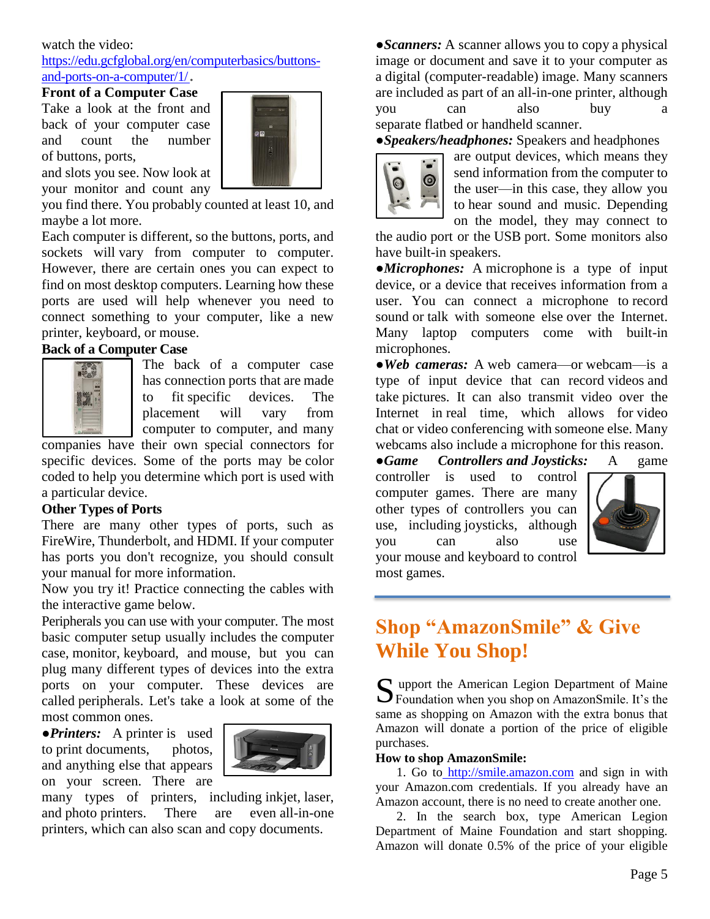watch the video: [https://edu.gcfglobal.org/en/computerbasics/buttons-and-ports-on-a-computer/1/](https://edu.gcfglobal.org/en/computerbasics/buttons-and-ports-on-a-computer/1/).

**Front of a Computer Case**

Take a look at the front and back of your computer case and count the number of buttons, ports, and slots you see. Now look at your monitor and count any you find there. You probably counted at least 10, and maybe a lot more.

Each computer is different, so the buttons, ports, and sockets will vary from computer to computer. However, there are certain ones you can expect to find on most desktop computers. Learning how these ports are used will help whenever you need to connect something to your computer, like a new printer, keyboard, or mouse.

**Back of a Computer Case**

The back of a computer case has connection ports that are made to fit specific devices. The placement will vary from computer to computer, and many companies have their own special connectors for specific devices. Some of the ports may be color coded to help you determine which port is used with a particular device.

**Other Types of Ports**

There are many other types of ports, such as FireWire, Thunderbolt, and HDMI. If your computer has ports you don't recognize, you should consult your manual for more information.

Now you try it! Practice connecting the cables with the interactive game below.

Peripherals you can use with your computer. The most basic computer setup usually includes the computer case, monitor, keyboard, and mouse, but you can plug many different types of devices into the extra ports on your computer. These devices are called peripherals. Let's take a look at some of the most common ones.

●***Printers:*** A printer is used to print documents, photos, and anything else that appears on your screen. There are many types of printers, including inkjet, laser, and photo printers. There are even all-in-one printers, which can also scan and copy documents.

●***Scanners:*** A scanner allows you to copy a physical image or document and save it to your computer as a digital (computer-readable) image. Many scanners are included as part of an all-in-one printer, although you can also buy a separate flatbed or handheld scanner.

●***Speakers/headphones:*** Speakers and headphones are output devices, which means they send information from the computer to the user—in this case, they allow you to hear sound and music. Depending on the model, they may connect to the audio port or the USB port. Some monitors also have built-in speakers.

●***Microphones:*** A microphone is a type of input device, or a device that receives information from a user. You can connect a microphone to record sound or talk with someone else over the Internet. Many laptop computers come with built-in microphones.

●***Web cameras:*** A web camera—or webcam—is a type of input device that can record videos and take pictures. It can also transmit video over the Internet in real time, which allows for video chat or video conferencing with someone else. Many webcams also include a microphone for this reason.

●***Game Controllers and Joysticks:*** A game controller is used to control computer games. There are many other types of controllers you can use, including joysticks, although you can also use your mouse and keyboard to control most games.

## Shop "AmazonSmile" & Give While You Shop!

Support the American Legion Department of Maine Foundation when you shop on AmazonSmile. It's the same as shopping on Amazon with the extra bonus that Amazon will donate a portion of the price of eligible purchases.

**How to shop AmazonSmile:**

1. Go to [http://smile.amazon.com](http://smile.amazon.com) and sign in with your Amazon.com credentials. If you already have an Amazon account, there is no need to create another one.
2. In the search box, type American Legion Department of Maine Foundation and start shopping. Amazon will donate 0.5% of the price of your eligible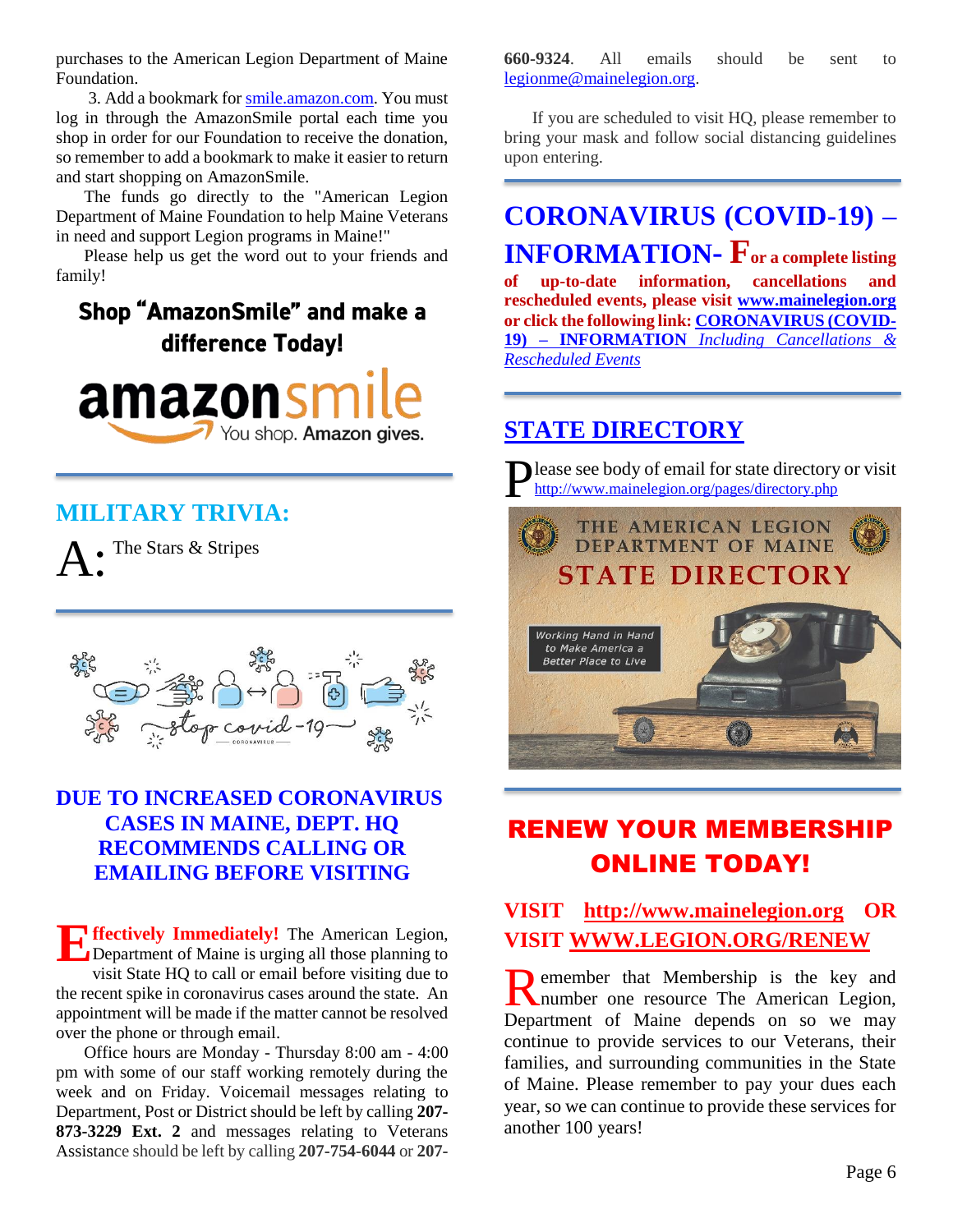purchases to the American Legion Department of Maine Foundation.

3. Add a bookmark for smile.amazon.com. You must log in through the AmazonSmile portal each time you shop in order for our Foundation to receive the donation, so remember to add a bookmark to make it easier to return and start shopping on AmazonSmile.

The funds go directly to the "American Legion Department of Maine Foundation to help Maine Veterans in need and support Legion programs in Maine!"

Please help us get the word out to your friends and family!

**Shop "AmazonSmile" and make a difference Today!**

## MILITARY TRIVIA:

A: The Stars & Stripes

## DUE TO INCREASED CORONAVIRUS CASES IN MAINE, DEPT. HQ RECOMMENDS CALLING OR EMAILING BEFORE VISITING

**Effectively Immediately!** The American Legion, Department of Maine is urging all those planning to visit State HQ to call or email before visiting due to the recent spike in coronavirus cases around the state. An appointment will be made if the matter cannot be resolved over the phone or through email.

Office hours are Monday - Thursday 8:00 am - 4:00 pm with some of our staff working remotely during the week and on Friday. Voicemail messages relating to Department, Post or District should be left by calling **207-873-3229 Ext. 2** and messages relating to Veterans Assistance should be left by calling **207-754-6044** or **207-660-9324**. All emails should be sent to legionme@mainelegion.org.

If you are scheduled to visit HQ, please remember to bring your mask and follow social distancing guidelines upon entering.

## CORONAVIRUS (COVID-19) – INFORMATION- For a complete listing of up-to-date information, cancellations and rescheduled events, please visit www.mainelegion.org or click the following link: CORONAVIRUS (COVID-19) – INFORMATION *Including Cancellations & Rescheduled Events*

## STATE DIRECTORY

Please see body of email for state directory or visit http://www.mainelegion.org/pages/directory.php

## RENEW YOUR MEMBERSHIP ONLINE TODAY!

**VISIT http://www.mainelegion.org OR VISIT WWW.LEGION.ORG/RENEW**

Remember that Membership is the key and number one resource The American Legion, Department of Maine depends on so we may continue to provide services to our Veterans, their families, and surrounding communities in the State of Maine. Please remember to pay your dues each year, so we can continue to provide these services for another 100 years!